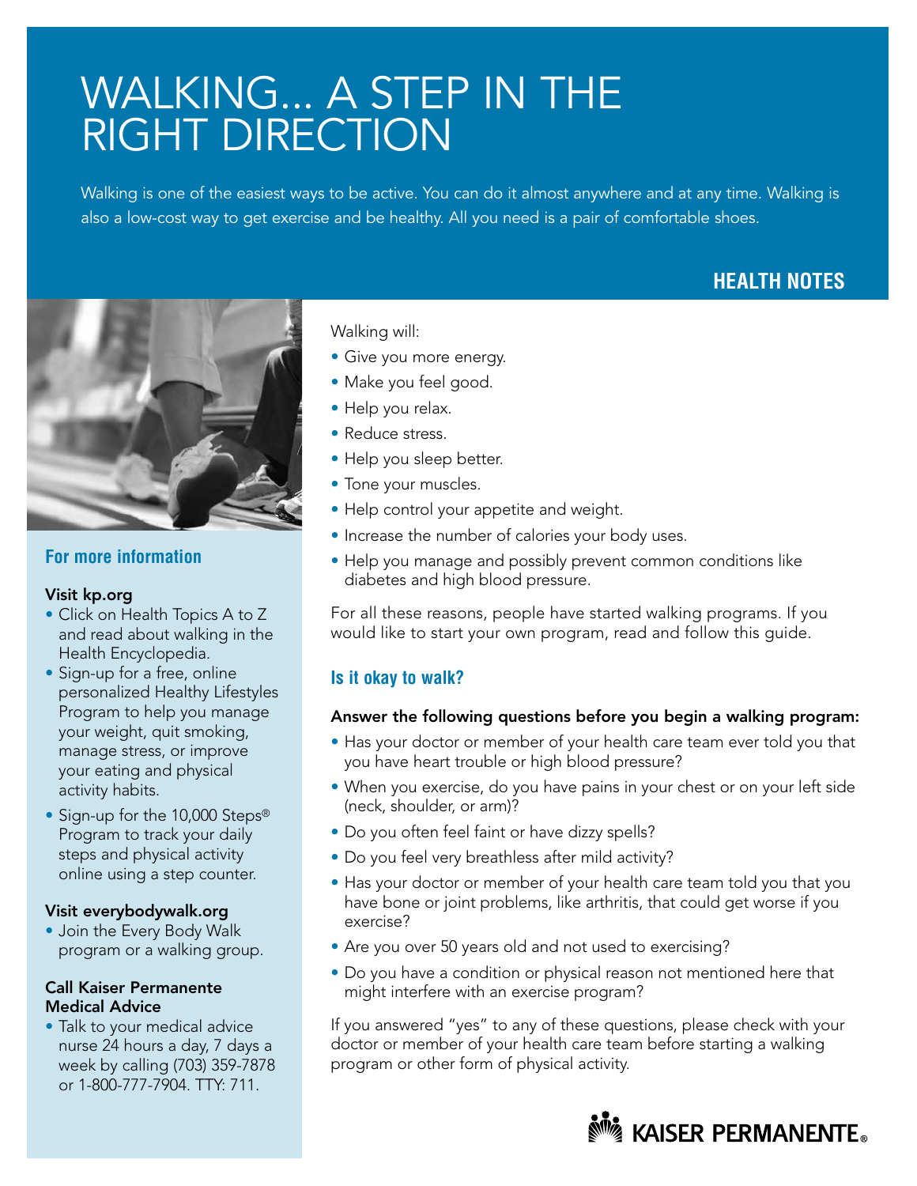# WALKING... A STEP IN THE RIGHT DIRECTION

Walking is one of the easiest ways to be active. You can do it almost anywhere and at any time. Walking is also a low-cost way to get exercise and be healthy. All you need is a pair of comfortable shoes.

**HEALTH NOTES**

Walking will:

- Give you more energy.
- Make you feel good.
- Help you relax.
- Reduce stress.
- Help you sleep better.
- Tone your muscles.
- Help control your appetite and weight.
- Increase the number of calories your body uses.
- Help you manage and possibly prevent common conditions like diabetes and high blood pressure.

For all these reasons, people have started walking programs. If you would like to start your own program, read and follow this guide.

## Is it okay to walk?

**Answer the following questions before you begin a walking program:**

- Has your doctor or member of your health care team ever told you that you have heart trouble or high blood pressure?
- When you exercise, do you have pains in your chest or on your left side (neck, shoulder, or arm)?
- Do you often feel faint or have dizzy spells?
- Do you feel very breathless after mild activity?
- Has your doctor or member of your health care team told you that you have bone or joint problems, like arthritis, that could get worse if you exercise?
- Are you over 50 years old and not used to exercising?
- Do you have a condition or physical reason not mentioned here that might interfere with an exercise program?

If you answered "yes" to any of these questions, please check with your doctor or member of your health care team before starting a walking program or other form of physical activity.

## For more information

**Visit kp.org**

- Click on Health Topics A to Z and read about walking in the Health Encyclopedia.
- Sign-up for a free, online personalized Healthy Lifestyles Program to help you manage your weight, quit smoking, manage stress, or improve your eating and physical activity habits.
- Sign-up for the 10,000 Steps® Program to track your daily steps and physical activity online using a step counter.

**Visit everybodywalk.org**

- Join the Every Body Walk program or a walking group.

**Call Kaiser Permanente Medical Advice**

- Talk to your medical advice nurse 24 hours a day, 7 days a week by calling (703) 359-7878 or 1-800-777-7904. TTY: 711.

KAISER PERMANENTE®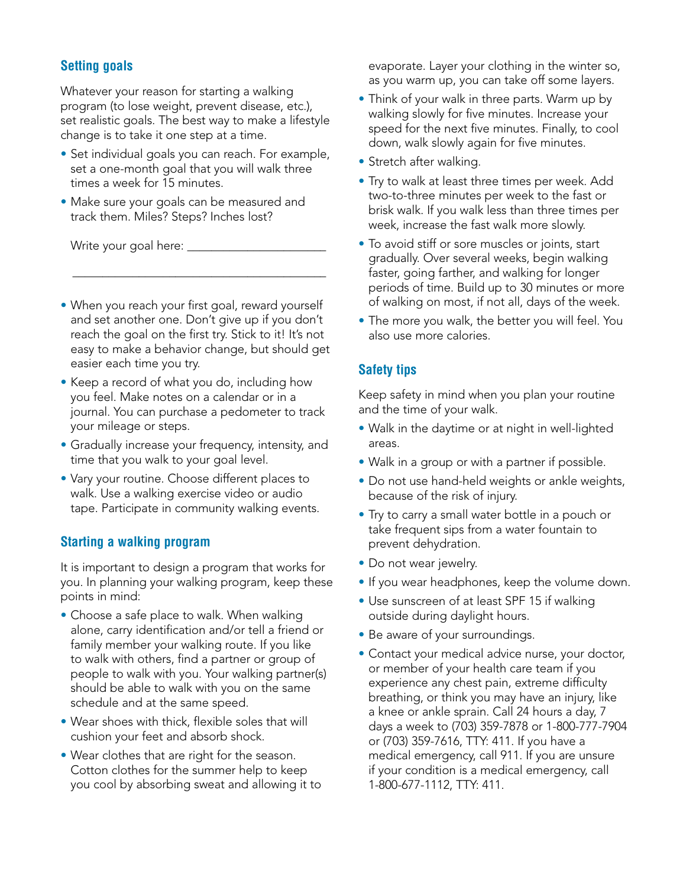## Setting goals

Whatever your reason for starting a walking program (to lose weight, prevent disease, etc.), set realistic goals. The best way to make a lifestyle change is to take it one step at a time.

- Set individual goals you can reach. For example, set a one-month goal that you will walk three times a week for 15 minutes.
- Make sure your goals can be measured and track them. Miles? Steps? Inches lost?

  Write your goal here: ______________________

  ________________________________________

- When you reach your first goal, reward yourself and set another one. Don't give up if you don't reach the goal on the first try. Stick to it! It's not easy to make a behavior change, but should get easier each time you try.
- Keep a record of what you do, including how you feel. Make notes on a calendar or in a journal. You can purchase a pedometer to track your mileage or steps.
- Gradually increase your frequency, intensity, and time that you walk to your goal level.
- Vary your routine. Choose different places to walk. Use a walking exercise video or audio tape. Participate in community walking events.

## Starting a walking program

It is important to design a program that works for you. In planning your walking program, keep these points in mind:

- Choose a safe place to walk. When walking alone, carry identification and/or tell a friend or family member your walking route. If you like to walk with others, find a partner or group of people to walk with you. Your walking partner(s) should be able to walk with you on the same schedule and at the same speed.
- Wear shoes with thick, flexible soles that will cushion your feet and absorb shock.
- Wear clothes that are right for the season. Cotton clothes for the summer help to keep you cool by absorbing sweat and allowing it to evaporate. Layer your clothing in the winter so, as you warm up, you can take off some layers.
- Think of your walk in three parts. Warm up by walking slowly for five minutes. Increase your speed for the next five minutes. Finally, to cool down, walk slowly again for five minutes.
- Stretch after walking.
- Try to walk at least three times per week. Add two-to-three minutes per week to the fast or brisk walk. If you walk less than three times per week, increase the fast walk more slowly.
- To avoid stiff or sore muscles or joints, start gradually. Over several weeks, begin walking faster, going farther, and walking for longer periods of time. Build up to 30 minutes or more of walking on most, if not all, days of the week.
- The more you walk, the better you will feel. You also use more calories.

## Safety tips

Keep safety in mind when you plan your routine and the time of your walk.

- Walk in the daytime or at night in well-lighted areas.
- Walk in a group or with a partner if possible.
- Do not use hand-held weights or ankle weights, because of the risk of injury.
- Try to carry a small water bottle in a pouch or take frequent sips from a water fountain to prevent dehydration.
- Do not wear jewelry.
- If you wear headphones, keep the volume down.
- Use sunscreen of at least SPF 15 if walking outside during daylight hours.
- Be aware of your surroundings.
- Contact your medical advice nurse, your doctor, or member of your health care team if you experience any chest pain, extreme difficulty breathing, or think you may have an injury, like a knee or ankle sprain. Call 24 hours a day, 7 days a week to (703) 359-7878 or 1-800-777-7904 or (703) 359-7616, TTY: 411. If you have a medical emergency, call 911. If you are unsure if your condition is a medical emergency, call 1-800-677-1112, TTY: 411.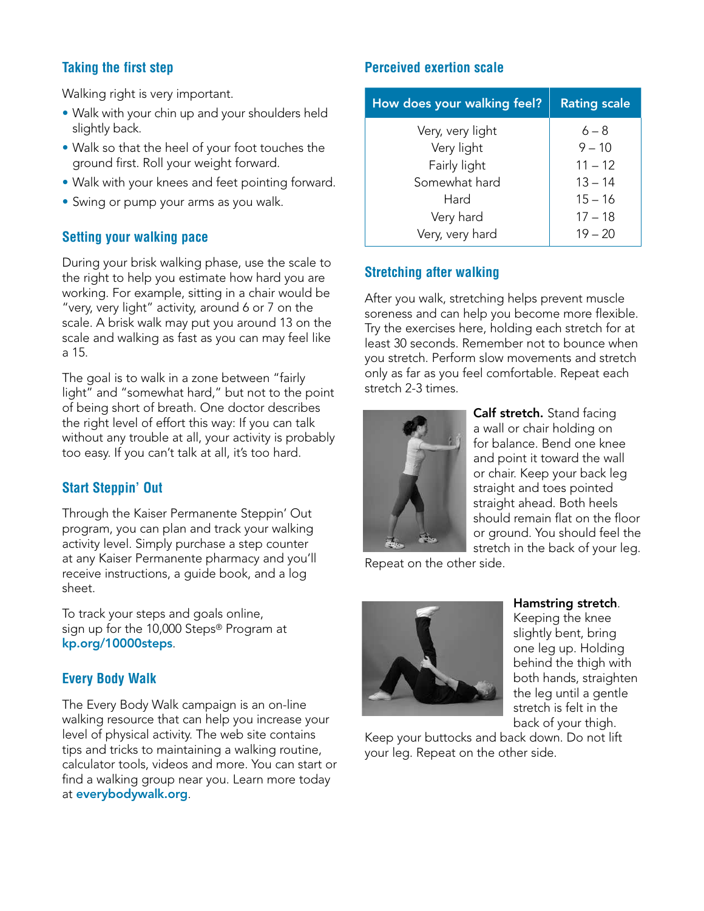## Taking the first step

Walking right is very important.

- Walk with your chin up and your shoulders held slightly back.
- Walk so that the heel of your foot touches the ground first. Roll your weight forward.
- Walk with your knees and feet pointing forward.
- Swing or pump your arms as you walk.

## Setting your walking pace

During your brisk walking phase, use the scale to the right to help you estimate how hard you are working. For example, sitting in a chair would be "very, very light" activity, around 6 or 7 on the scale. A brisk walk may put you around 13 on the scale and walking as fast as you can may feel like a 15.

The goal is to walk in a zone between "fairly light" and "somewhat hard," but not to the point of being short of breath. One doctor describes the right level of effort this way: If you can talk without any trouble at all, your activity is probably too easy. If you can't talk at all, it's too hard.

## Start Steppin' Out

Through the Kaiser Permanente Steppin' Out program, you can plan and track your walking activity level. Simply purchase a step counter at any Kaiser Permanente pharmacy and you'll receive instructions, a guide book, and a log sheet.

To track your steps and goals online, sign up for the 10,000 Steps® Program at **kp.org/10000steps**.

## Every Body Walk

The Every Body Walk campaign is an on-line walking resource that can help you increase your level of physical activity. The web site contains tips and tricks to maintaining a walking routine, calculator tools, videos and more. You can start or find a walking group near you. Learn more today at **everybodywalk.org**.

## Perceived exertion scale

| How does your walking feel? | Rating scale |
|---|---|
| Very, very light | 6 – 8 |
| Very light | 9 – 10 |
| Fairly light | 11 – 12 |
| Somewhat hard | 13 – 14 |
| Hard | 15 – 16 |
| Very hard | 17 – 18 |
| Very, very hard | 19 – 20 |

## Stretching after walking

After you walk, stretching helps prevent muscle soreness and can help you become more flexible. Try the exercises here, holding each stretch for at least 30 seconds. Remember not to bounce when you stretch. Perform slow movements and stretch only as far as you feel comfortable. Repeat each stretch 2-3 times.

**Calf stretch.** Stand facing a wall or chair holding on for balance. Bend one knee and point it toward the wall or chair. Keep your back leg straight and toes pointed straight ahead. Both heels should remain flat on the floor or ground. You should feel the stretch in the back of your leg. Repeat on the other side.

**Hamstring stretch**. Keeping the knee slightly bent, bring one leg up. Holding behind the thigh with both hands, straighten the leg until a gentle stretch is felt in the back of your thigh. Keep your buttocks and back down. Do not lift your leg. Repeat on the other side.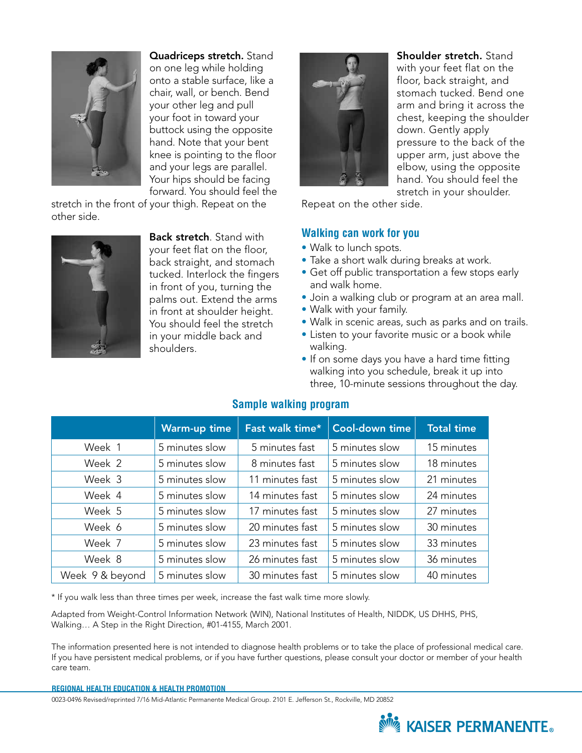**Quadriceps stretch.** Stand on one leg while holding onto a stable surface, like a chair, wall, or bench. Bend your other leg and pull your foot in toward your buttock using the opposite hand. Note that your bent knee is pointing to the floor and your legs are parallel. Your hips should be facing forward. You should feel the stretch in the front of your thigh. Repeat on the other side.

**Back stretch**. Stand with your feet flat on the floor, back straight, and stomach tucked. Interlock the fingers in front of you, turning the palms out. Extend the arms in front at shoulder height. You should feel the stretch in your middle back and shoulders.

**Shoulder stretch.** Stand with your feet flat on the floor, back straight, and stomach tucked. Bend one arm and bring it across the chest, keeping the shoulder down. Gently apply pressure to the back of the upper arm, just above the elbow, using the opposite hand. You should feel the stretch in your shoulder. Repeat on the other side.

## Walking can work for you

- Walk to lunch spots.
- Take a short walk during breaks at work.
- Get off public transportation a few stops early and walk home.
- Join a walking club or program at an area mall.
- Walk with your family.
- Walk in scenic areas, such as parks and on trails.
- Listen to your favorite music or a book while walking.
- If on some days you have a hard time fitting walking into you schedule, break it up into three, 10-minute sessions throughout the day.

## Sample walking program

| | Warm-up time | Fast walk time* | Cool-down time | Total time |
|---|---|---|---|---|
| Week 1 | 5 minutes slow | 5 minutes fast | 5 minutes slow | 15 minutes |
| Week 2 | 5 minutes slow | 8 minutes fast | 5 minutes slow | 18 minutes |
| Week 3 | 5 minutes slow | 11 minutes fast | 5 minutes slow | 21 minutes |
| Week 4 | 5 minutes slow | 14 minutes fast | 5 minutes slow | 24 minutes |
| Week 5 | 5 minutes slow | 17 minutes fast | 5 minutes slow | 27 minutes |
| Week 6 | 5 minutes slow | 20 minutes fast | 5 minutes slow | 30 minutes |
| Week 7 | 5 minutes slow | 23 minutes fast | 5 minutes slow | 33 minutes |
| Week 8 | 5 minutes slow | 26 minutes fast | 5 minutes slow | 36 minutes |
| Week 9 & beyond | 5 minutes slow | 30 minutes fast | 5 minutes slow | 40 minutes |

\* If you walk less than three times per week, increase the fast walk time more slowly.

Adapted from Weight-Control Information Network (WIN), National Institutes of Health, NIDDK, US DHHS, PHS, Walking… A Step in the Right Direction, #01-4155, March 2001.

The information presented here is not intended to diagnose health problems or to take the place of professional medical care. If you have persistent medical problems, or if you have further questions, please consult your doctor or member of your health care team.

**REGIONAL HEALTH EDUCATION & HEALTH PROMOTION**

0023-0496 Revised/reprinted 7/16 Mid-Atlantic Permanente Medical Group. 2101 E. Jefferson St., Rockville, MD 20852

KAISER PERMANENTE®